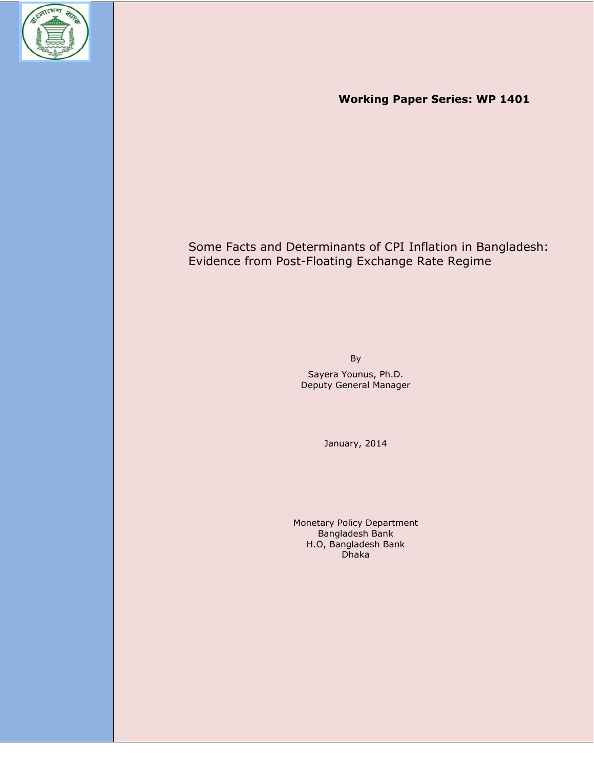**Working Paper Series: WP 1401**

# Some Facts and Determinants of CPI Inflation in Bangladesh: Evidence from Post-Floating Exchange Rate Regime

By

Sayera Younus, Ph.D.
Deputy General Manager

January, 2014

Monetary Policy Department
Bangladesh Bank
H.O, Bangladesh Bank
Dhaka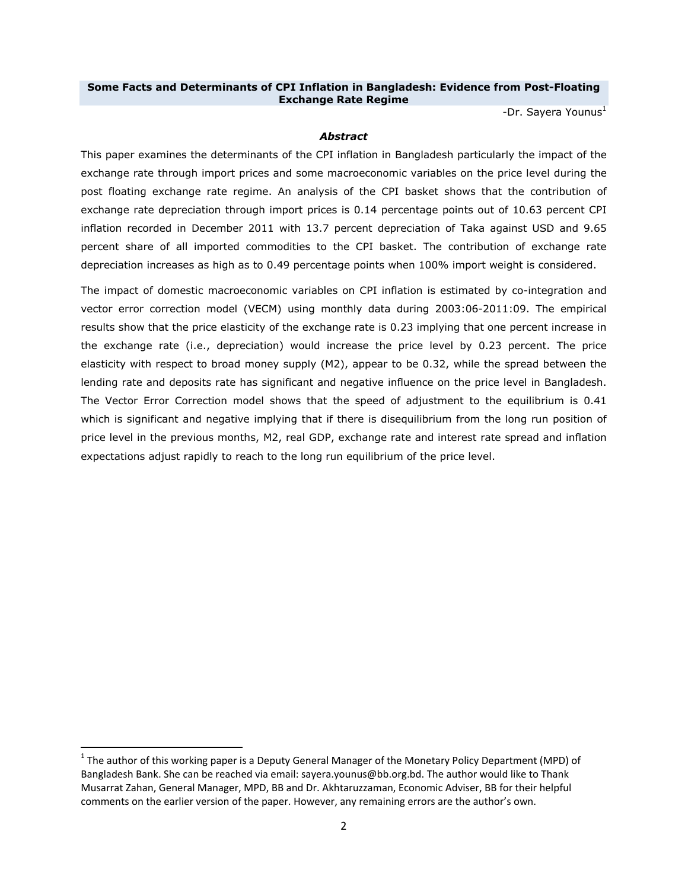# Some Facts and Determinants of CPI Inflation in Bangladesh: Evidence from Post-Floating Exchange Rate Regime

-Dr. Sayera Younus[1]

### *Abstract*

This paper examines the determinants of the CPI inflation in Bangladesh particularly the impact of the exchange rate through import prices and some macroeconomic variables on the price level during the post floating exchange rate regime. An analysis of the CPI basket shows that the contribution of exchange rate depreciation through import prices is 0.14 percentage points out of 10.63 percent CPI inflation recorded in December 2011 with 13.7 percent depreciation of Taka against USD and 9.65 percent share of all imported commodities to the CPI basket. The contribution of exchange rate depreciation increases as high as to 0.49 percentage points when 100% import weight is considered.

The impact of domestic macroeconomic variables on CPI inflation is estimated by co-integration and vector error correction model (VECM) using monthly data during 2003:06-2011:09. The empirical results show that the price elasticity of the exchange rate is 0.23 implying that one percent increase in the exchange rate (i.e., depreciation) would increase the price level by 0.23 percent. The price elasticity with respect to broad money supply (M2), appear to be 0.32, while the spread between the lending rate and deposits rate has significant and negative influence on the price level in Bangladesh. The Vector Error Correction model shows that the speed of adjustment to the equilibrium is 0.41 which is significant and negative implying that if there is disequilibrium from the long run position of price level in the previous months, M2, real GDP, exchange rate and interest rate spread and inflation expectations adjust rapidly to reach to the long run equilibrium of the price level.

---

[1] The author of this working paper is a Deputy General Manager of the Monetary Policy Department (MPD) of Bangladesh Bank. She can be reached via email: sayera.younus@bb.org.bd. The author would like to Thank Musarrat Zahan, General Manager, MPD, BB and Dr. Akhtaruzzaman, Economic Adviser, BB for their helpful comments on the earlier version of the paper. However, any remaining errors are the author's own.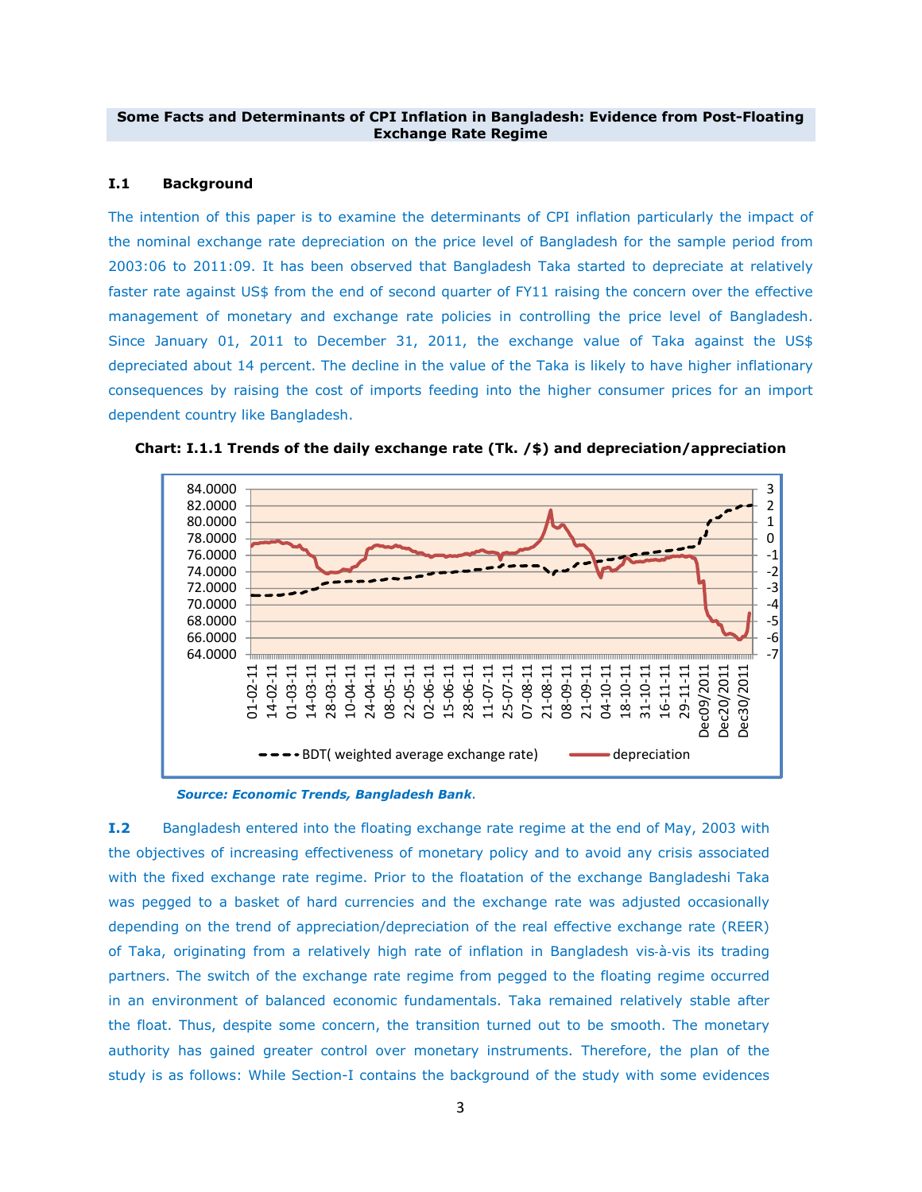**Some Facts and Determinants of CPI Inflation in Bangladesh: Evidence from Post-Floating Exchange Rate Regime**

## I.1 Background

The intention of this paper is to examine the determinants of CPI inflation particularly the impact of the nominal exchange rate depreciation on the price level of Bangladesh for the sample period from 2003:06 to 2011:09. It has been observed that Bangladesh Taka started to depreciate at relatively faster rate against US$ from the end of second quarter of FY11 raising the concern over the effective management of monetary and exchange rate policies in controlling the price level of Bangladesh. Since January 01, 2011 to December 31, 2011, the exchange value of Taka against the US$ depreciated about 14 percent. The decline in the value of the Taka is likely to have higher inflationary consequences by raising the cost of imports feeding into the higher consumer prices for an import dependent country like Bangladesh.

**Chart: I.1.1 Trends of the daily exchange rate (Tk. /$) and depreciation/appreciation**

*Source: Economic Trends, Bangladesh Bank*.

**I.2** Bangladesh entered into the floating exchange rate regime at the end of May, 2003 with the objectives of increasing effectiveness of monetary policy and to avoid any crisis associated with the fixed exchange rate regime. Prior to the floatation of the exchange Bangladeshi Taka was pegged to a basket of hard currencies and the exchange rate was adjusted occasionally depending on the trend of appreciation/depreciation of the real effective exchange rate (REER) of Taka, originating from a relatively high rate of inflation in Bangladesh vis-à-vis its trading partners. The switch of the exchange rate regime from pegged to the floating regime occurred in an environment of balanced economic fundamentals. Taka remained relatively stable after the float. Thus, despite some concern, the transition turned out to be smooth. The monetary authority has gained greater control over monetary instruments. Therefore, the plan of the study is as follows: While Section-I contains the background of the study with some evidences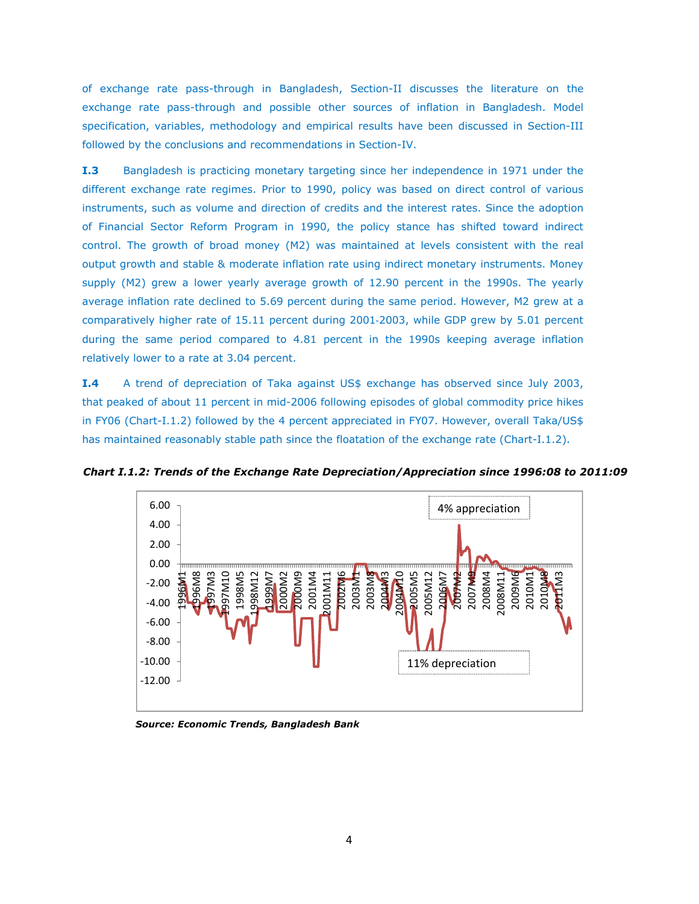of exchange rate pass-through in Bangladesh, Section-II discusses the literature on the exchange rate pass-through and possible other sources of inflation in Bangladesh. Model specification, variables, methodology and empirical results have been discussed in Section-III followed by the conclusions and recommendations in Section-IV.

**I.3** Bangladesh is practicing monetary targeting since her independence in 1971 under the different exchange rate regimes. Prior to 1990, policy was based on direct control of various instruments, such as volume and direction of credits and the interest rates. Since the adoption of Financial Sector Reform Program in 1990, the policy stance has shifted toward indirect control. The growth of broad money (M2) was maintained at levels consistent with the real output growth and stable & moderate inflation rate using indirect monetary instruments. Money supply (M2) grew a lower yearly average growth of 12.90 percent in the 1990s. The yearly average inflation rate declined to 5.69 percent during the same period. However, M2 grew at a comparatively higher rate of 15.11 percent during 2001-2003, while GDP grew by 5.01 percent during the same period compared to 4.81 percent in the 1990s keeping average inflation relatively lower to a rate at 3.04 percent.

**I.4** A trend of depreciation of Taka against US$ exchange has observed since July 2003, that peaked of about 11 percent in mid-2006 following episodes of global commodity price hikes in FY06 (Chart-I.1.2) followed by the 4 percent appreciated in FY07. However, overall Taka/US$ has maintained reasonably stable path since the floatation of the exchange rate (Chart-I.1.2).

***Chart I.1.2: Trends of the Exchange Rate Depreciation/Appreciation since 1996:08 to 2011:09***

***Source: Economic Trends, Bangladesh Bank***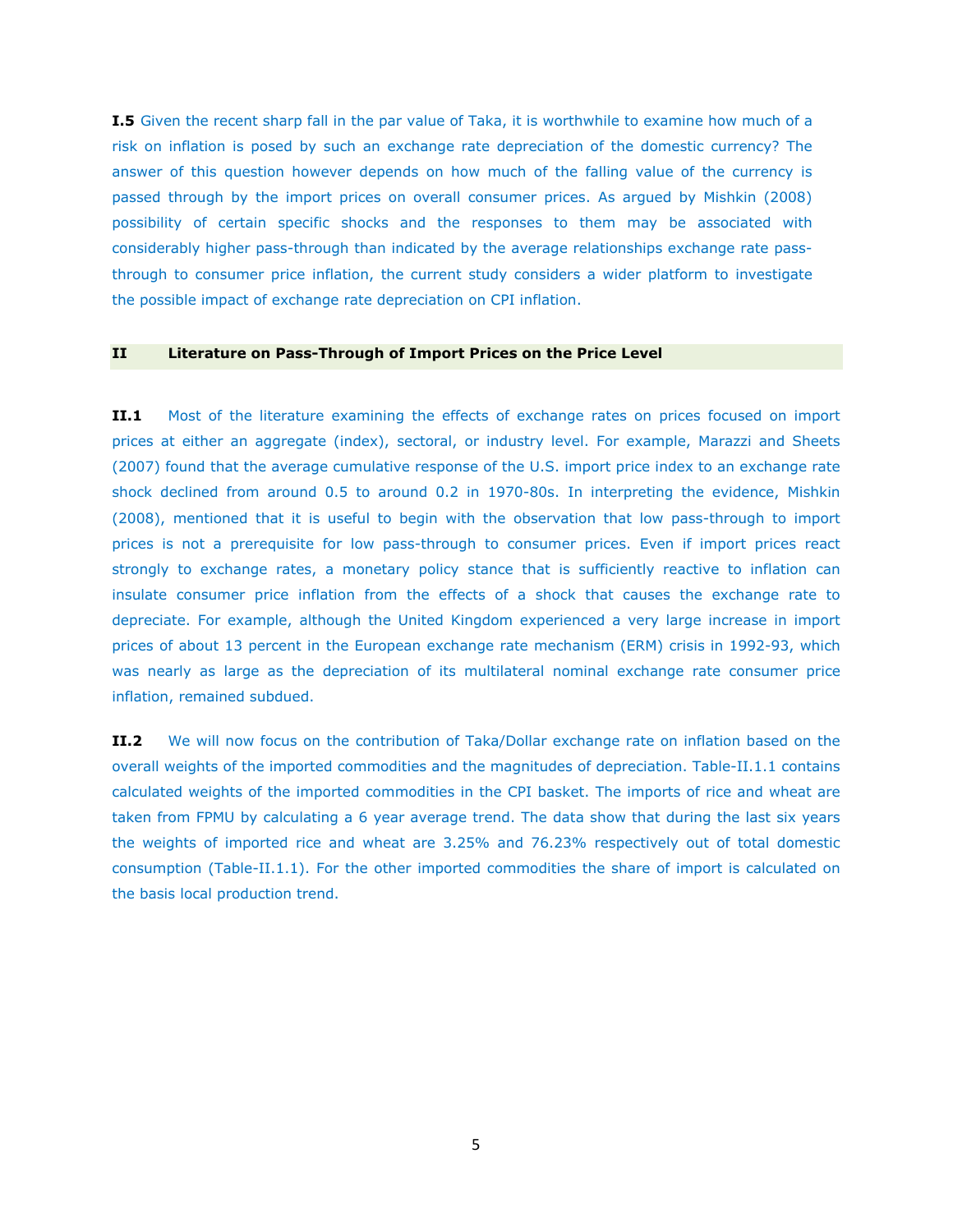**I.5** Given the recent sharp fall in the par value of Taka, it is worthwhile to examine how much of a risk on inflation is posed by such an exchange rate depreciation of the domestic currency? The answer of this question however depends on how much of the falling value of the currency is passed through by the import prices on overall consumer prices. As argued by Mishkin (2008) possibility of certain specific shocks and the responses to them may be associated with considerably higher pass-through than indicated by the average relationships exchange rate pass-through to consumer price inflation, the current study considers a wider platform to investigate the possible impact of exchange rate depreciation on CPI inflation.

## II Literature on Pass-Through of Import Prices on the Price Level

**II.1** Most of the literature examining the effects of exchange rates on prices focused on import prices at either an aggregate (index), sectoral, or industry level. For example, Marazzi and Sheets (2007) found that the average cumulative response of the U.S. import price index to an exchange rate shock declined from around 0.5 to around 0.2 in 1970-80s. In interpreting the evidence, Mishkin (2008), mentioned that it is useful to begin with the observation that low pass-through to import prices is not a prerequisite for low pass-through to consumer prices. Even if import prices react strongly to exchange rates, a monetary policy stance that is sufficiently reactive to inflation can insulate consumer price inflation from the effects of a shock that causes the exchange rate to depreciate. For example, although the United Kingdom experienced a very large increase in import prices of about 13 percent in the European exchange rate mechanism (ERM) crisis in 1992-93, which was nearly as large as the depreciation of its multilateral nominal exchange rate consumer price inflation, remained subdued.

**II.2** We will now focus on the contribution of Taka/Dollar exchange rate on inflation based on the overall weights of the imported commodities and the magnitudes of depreciation. Table-II.1.1 contains calculated weights of the imported commodities in the CPI basket. The imports of rice and wheat are taken from FPMU by calculating a 6 year average trend. The data show that during the last six years the weights of imported rice and wheat are 3.25% and 76.23% respectively out of total domestic consumption (Table-II.1.1). For the other imported commodities the share of import is calculated on the basis local production trend.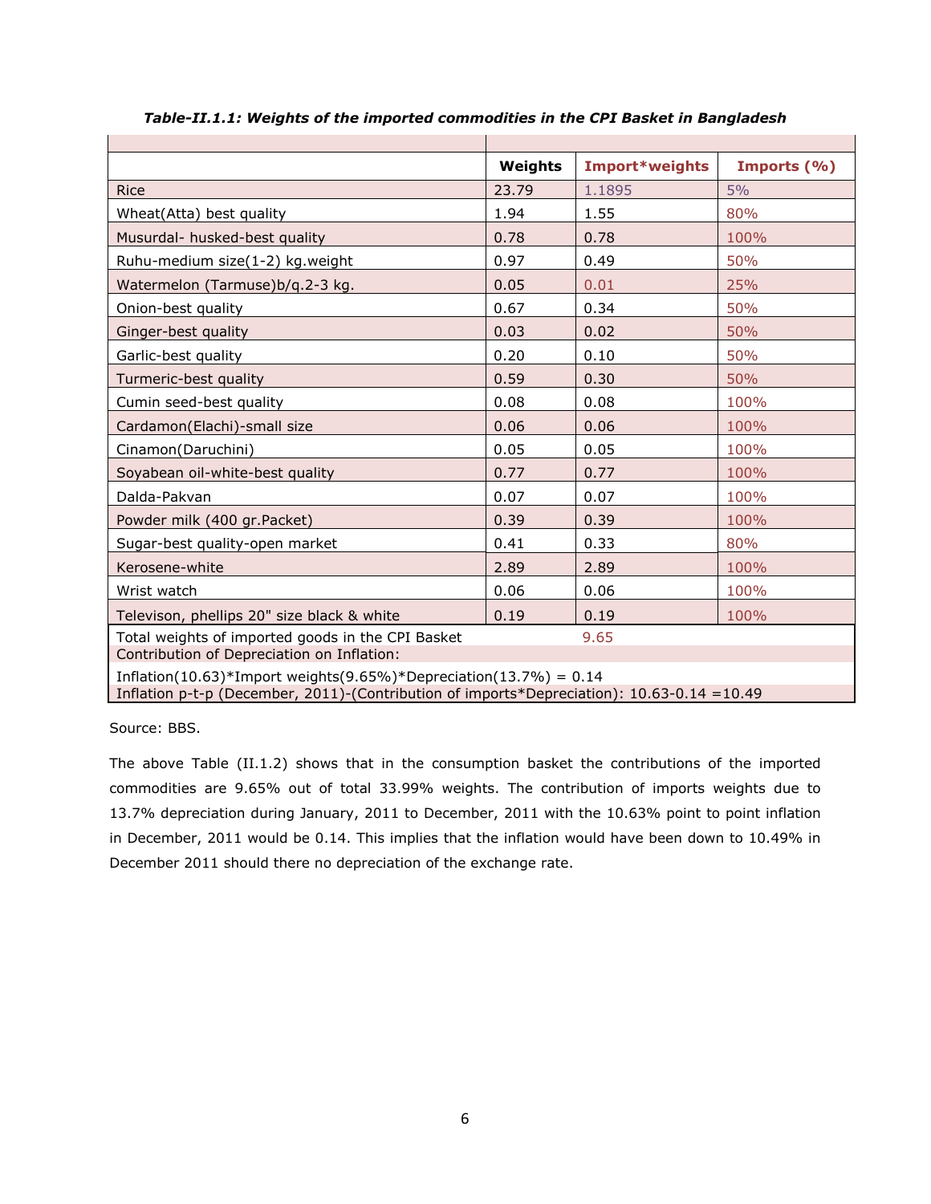***Table-II.1.1: Weights of the imported commodities in the CPI Basket in Bangladesh***

| | Weights | Import*weights | Imports (%) |
|---|---|---|---|
| Rice | 23.79 | 1.1895 | 5% |
| Wheat(Atta) best quality | 1.94 | 1.55 | 80% |
| Musurdal- husked-best quality | 0.78 | 0.78 | 100% |
| Ruhu-medium size(1-2) kg.weight | 0.97 | 0.49 | 50% |
| Watermelon (Tarmuse)b/q.2-3 kg. | 0.05 | 0.01 | 25% |
| Onion-best quality | 0.67 | 0.34 | 50% |
| Ginger-best quality | 0.03 | 0.02 | 50% |
| Garlic-best quality | 0.20 | 0.10 | 50% |
| Turmeric-best quality | 0.59 | 0.30 | 50% |
| Cumin seed-best quality | 0.08 | 0.08 | 100% |
| Cardamon(Elachi)-small size | 0.06 | 0.06 | 100% |
| Cinamon(Daruchini) | 0.05 | 0.05 | 100% |
| Soyabean oil-white-best quality | 0.77 | 0.77 | 100% |
| Dalda-Pakvan | 0.07 | 0.07 | 100% |
| Powder milk (400 gr.Packet) | 0.39 | 0.39 | 100% |
| Sugar-best quality-open market | 0.41 | 0.33 | 80% |
| Kerosene-white | 2.89 | 2.89 | 100% |
| Wrist watch | 0.06 | 0.06 | 100% |
| Televison, phellips 20" size black & white | 0.19 | 0.19 | 100% |
| Total weights of imported goods in the CPI Basket | | 9.65 | |
| Contribution of Depreciation on Inflation: | | | |
| Inflation(10.63)*Import weights(9.65%)*Depreciation(13.7%) = 0.14 | | | |
| Inflation p-t-p (December, 2011)-(Contribution of imports*Depreciation): 10.63-0.14 =10.49 | | | |

Source: BBS.

The above Table (II.1.2) shows that in the consumption basket the contributions of the imported commodities are 9.65% out of total 33.99% weights. The contribution of imports weights due to 13.7% depreciation during January, 2011 to December, 2011 with the 10.63% point to point inflation in December, 2011 would be 0.14. This implies that the inflation would have been down to 10.49% in December 2011 should there no depreciation of the exchange rate.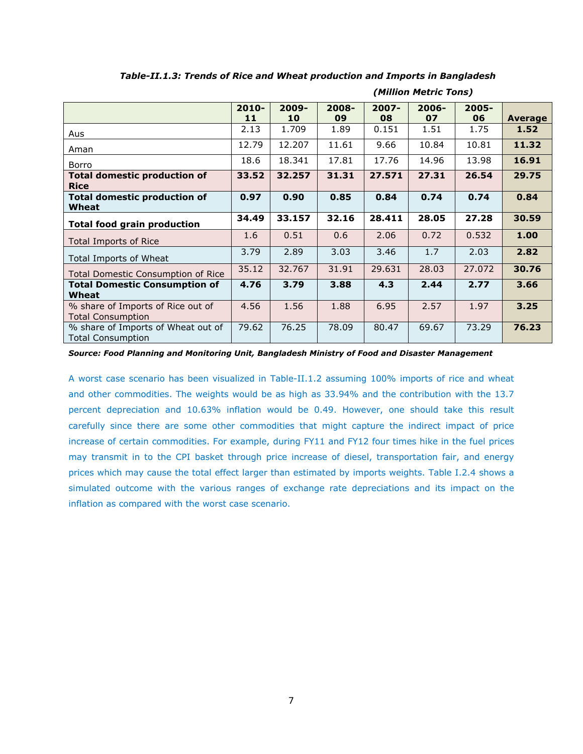***Table-II.1.3: Trends of Rice and Wheat production and Imports in Bangladesh***

***(Million Metric Tons)***

| | **2010-11** | **2009-10** | **2008-09** | **2007-08** | **2006-07** | **2005-06** | **Average** |
|---|---|---|---|---|---|---|---|
| Aus | 2.13 | 1.709 | 1.89 | 0.151 | 1.51 | 1.75 | **1.52** |
| Aman | 12.79 | 12.207 | 11.61 | 9.66 | 10.84 | 10.81 | **11.32** |
| Borro | 18.6 | 18.341 | 17.81 | 17.76 | 14.96 | 13.98 | **16.91** |
| **Total domestic production of Rice** | **33.52** | **32.257** | **31.31** | **27.571** | **27.31** | **26.54** | **29.75** |
| **Total domestic production of Wheat** | **0.97** | **0.90** | **0.85** | **0.84** | **0.74** | **0.74** | **0.84** |
| **Total food grain production** | **34.49** | **33.157** | **32.16** | **28.411** | **28.05** | **27.28** | **30.59** |
| Total Imports of Rice | 1.6 | 0.51 | 0.6 | 2.06 | 0.72 | 0.532 | **1.00** |
| Total Imports of Wheat | 3.79 | 2.89 | 3.03 | 3.46 | 1.7 | 2.03 | **2.82** |
| Total Domestic Consumption of Rice | 35.12 | 32.767 | 31.91 | 29.631 | 28.03 | 27.072 | **30.76** |
| **Total Domestic Consumption of Wheat** | **4.76** | **3.79** | **3.88** | **4.3** | **2.44** | **2.77** | **3.66** |
| % share of Imports of Rice out of Total Consumption | 4.56 | 1.56 | 1.88 | 6.95 | 2.57 | 1.97 | **3.25** |
| % share of Imports of Wheat out of Total Consumption | 79.62 | 76.25 | 78.09 | 80.47 | 69.67 | 73.29 | **76.23** |

***Source: Food Planning and Monitoring Unit, Bangladesh Ministry of Food and Disaster Management***

A worst case scenario has been visualized in Table-II.1.2 assuming 100% imports of rice and wheat and other commodities. The weights would be as high as 33.94% and the contribution with the 13.7 percent depreciation and 10.63% inflation would be 0.49. However, one should take this result carefully since there are some other commodities that might capture the indirect impact of price increase of certain commodities. For example, during FY11 and FY12 four times hike in the fuel prices may transmit in to the CPI basket through price increase of diesel, transportation fair, and energy prices which may cause the total effect larger than estimated by imports weights. Table I.2.4 shows a simulated outcome with the various ranges of exchange rate depreciations and its impact on the inflation as compared with the worst case scenario.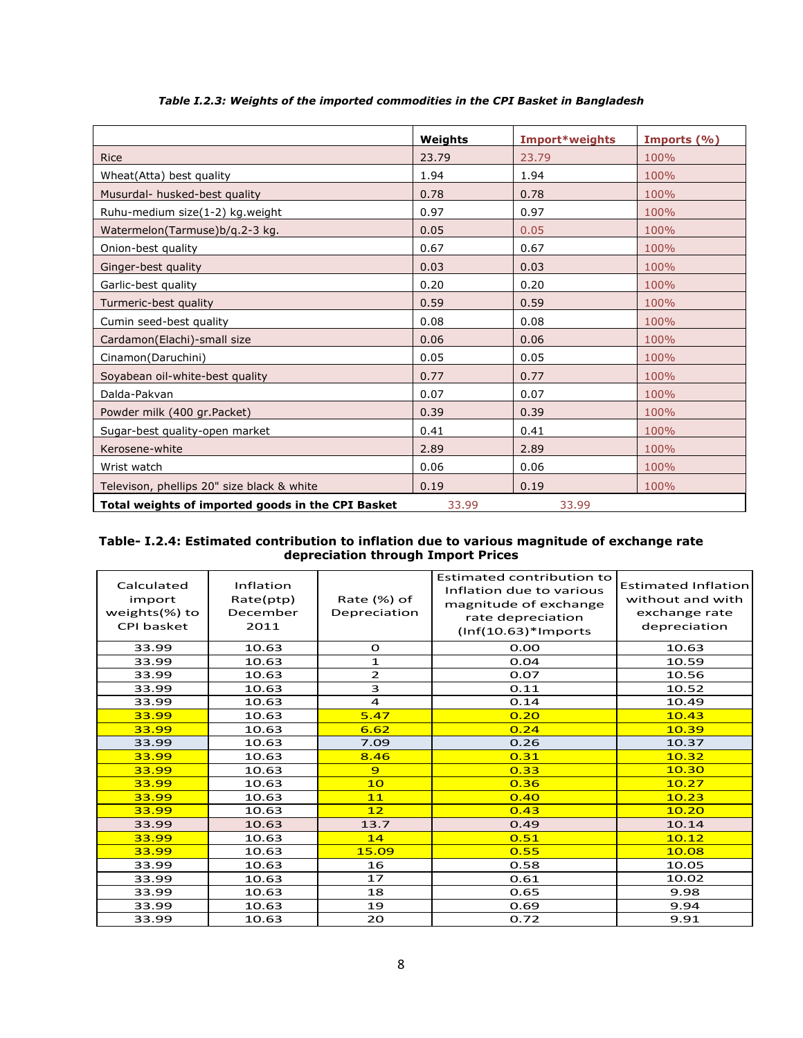***Table I.2.3: Weights of the imported commodities in the CPI Basket in Bangladesh***

| | Weights | Import*weights | Imports (%) |
|---|---|---|---|
| Rice | 23.79 | 23.79 | 100% |
| Wheat(Atta) best quality | 1.94 | 1.94 | 100% |
| Musurdal- husked-best quality | 0.78 | 0.78 | 100% |
| Ruhu-medium size(1-2) kg.weight | 0.97 | 0.97 | 100% |
| Watermelon(Tarmuse)b/q.2-3 kg. | 0.05 | 0.05 | 100% |
| Onion-best quality | 0.67 | 0.67 | 100% |
| Ginger-best quality | 0.03 | 0.03 | 100% |
| Garlic-best quality | 0.20 | 0.20 | 100% |
| Turmeric-best quality | 0.59 | 0.59 | 100% |
| Cumin seed-best quality | 0.08 | 0.08 | 100% |
| Cardamon(Elachi)-small size | 0.06 | 0.06 | 100% |
| Cinamon(Daruchini) | 0.05 | 0.05 | 100% |
| Soyabean oil-white-best quality | 0.77 | 0.77 | 100% |
| Dalda-Pakvan | 0.07 | 0.07 | 100% |
| Powder milk (400 gr.Packet) | 0.39 | 0.39 | 100% |
| Sugar-best quality-open market | 0.41 | 0.41 | 100% |
| Kerosene-white | 2.89 | 2.89 | 100% |
| Wrist watch | 0.06 | 0.06 | 100% |
| Televison, phellips 20" size black & white | 0.19 | 0.19 | 100% |
| **Total weights of imported goods in the CPI Basket** | 33.99 | 33.99 | |

**Table- I.2.4: Estimated contribution to inflation due to various magnitude of exchange rate depreciation through Import Prices**

| Calculated import weights(%) to CPI basket | Inflation Rate(ptp) December 2011 | Rate (%) of Depreciation | Estimated contribution to Inflation due to various magnitude of exchange rate depreciation (Inf(10.63)*Imports | Estimated Inflation without and with exchange rate depreciation |
|---|---|---|---|---|
| 33.99 | 10.63 | 0 | 0.00 | 10.63 |
| 33.99 | 10.63 | 1 | 0.04 | 10.59 |
| 33.99 | 10.63 | 2 | 0.07 | 10.56 |
| 33.99 | 10.63 | 3 | 0.11 | 10.52 |
| 33.99 | 10.63 | 4 | 0.14 | 10.49 |
| 33.99 | 10.63 | 5.47 | 0.20 | 10.43 |
| 33.99 | 10.63 | 6.62 | 0.24 | 10.39 |
| 33.99 | 10.63 | 7.09 | 0.26 | 10.37 |
| 33.99 | 10.63 | 8.46 | 0.31 | 10.32 |
| 33.99 | 10.63 | 9 | 0.33 | 10.30 |
| 33.99 | 10.63 | 10 | 0.36 | 10.27 |
| 33.99 | 10.63 | 11 | 0.40 | 10.23 |
| 33.99 | 10.63 | 12 | 0.43 | 10.20 |
| 33.99 | 10.63 | 13.7 | 0.49 | 10.14 |
| 33.99 | 10.63 | 14 | 0.51 | 10.12 |
| 33.99 | 10.63 | 15.09 | 0.55 | 10.08 |
| 33.99 | 10.63 | 16 | 0.58 | 10.05 |
| 33.99 | 10.63 | 17 | 0.61 | 10.02 |
| 33.99 | 10.63 | 18 | 0.65 | 9.98 |
| 33.99 | 10.63 | 19 | 0.69 | 9.94 |
| 33.99 | 10.63 | 20 | 0.72 | 9.91 |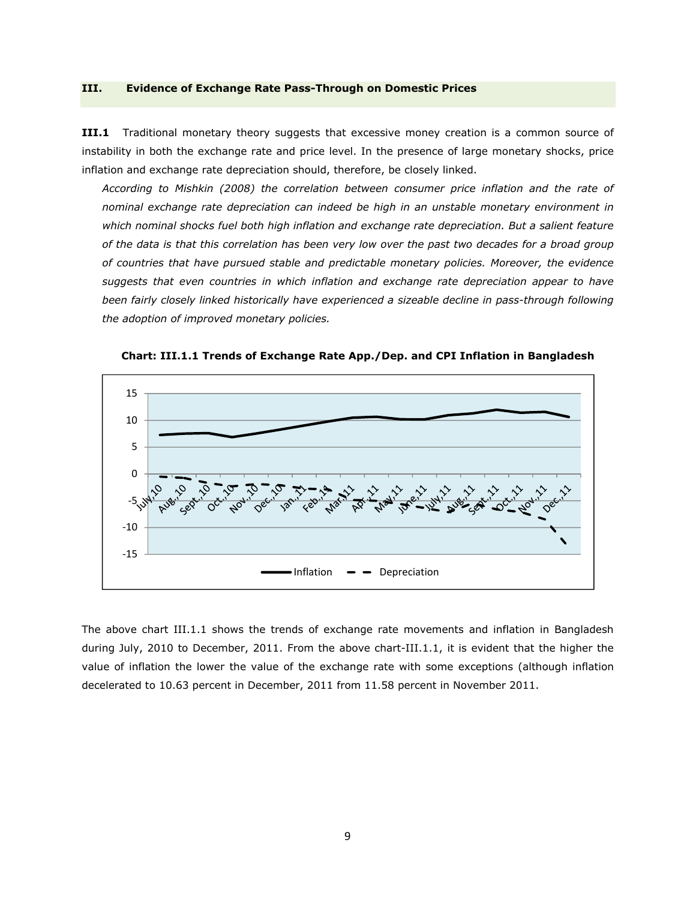## III. Evidence of Exchange Rate Pass-Through on Domestic Prices

**III.1** Traditional monetary theory suggests that excessive money creation is a common source of instability in both the exchange rate and price level. In the presence of large monetary shocks, price inflation and exchange rate depreciation should, therefore, be closely linked.

*According to Mishkin (2008) the correlation between consumer price inflation and the rate of nominal exchange rate depreciation can indeed be high in an unstable monetary environment in which nominal shocks fuel both high inflation and exchange rate depreciation. But a salient feature of the data is that this correlation has been very low over the past two decades for a broad group of countries that have pursued stable and predictable monetary policies. Moreover, the evidence suggests that even countries in which inflation and exchange rate depreciation appear to have been fairly closely linked historically have experienced a sizeable decline in pass-through following the adoption of improved monetary policies.*

**Chart: III.1.1 Trends of Exchange Rate App./Dep. and CPI Inflation in Bangladesh**

The above chart III.1.1 shows the trends of exchange rate movements and inflation in Bangladesh during July, 2010 to December, 2011. From the above chart-III.1.1, it is evident that the higher the value of inflation the lower the value of the exchange rate with some exceptions (although inflation decelerated to 10.63 percent in December, 2011 from 11.58 percent in November 2011.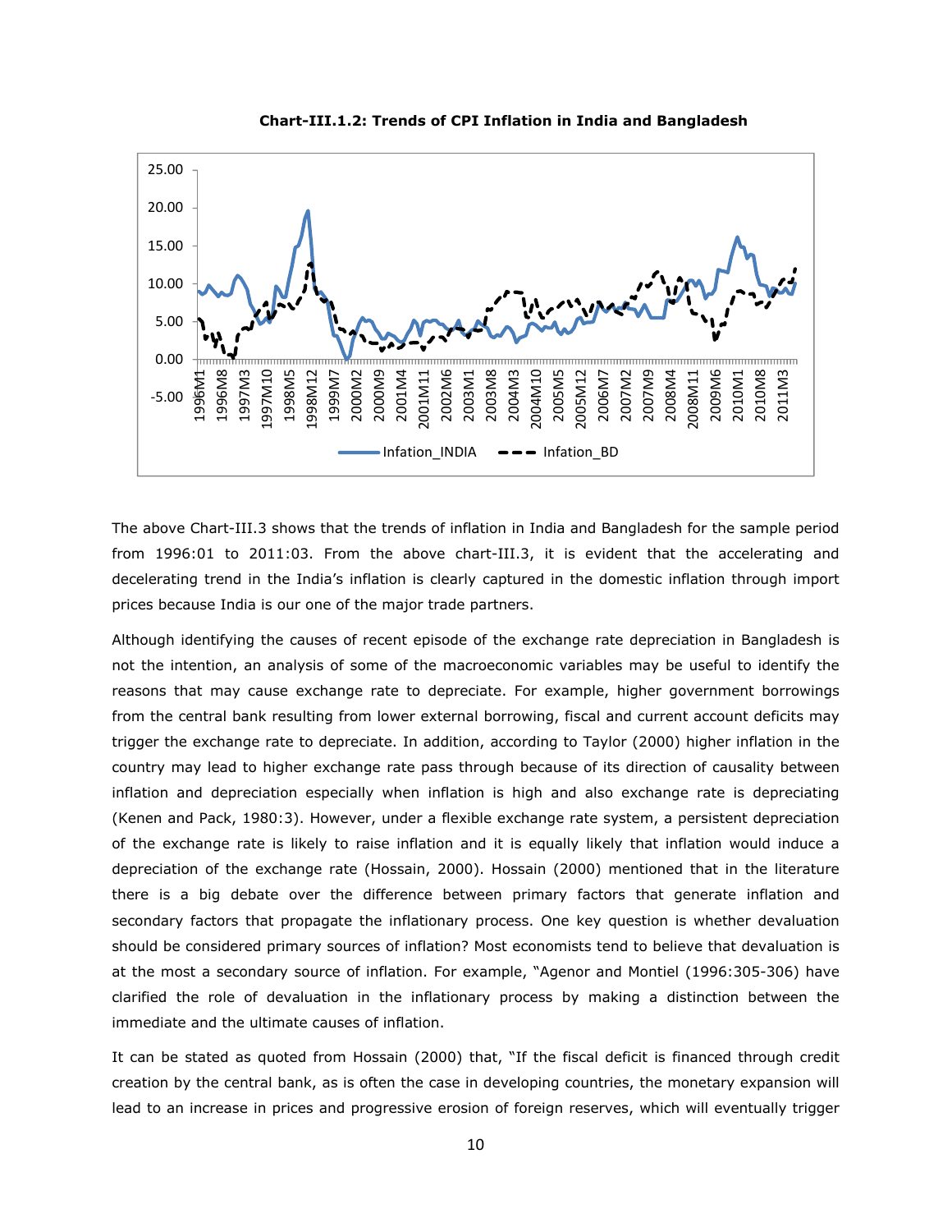**Chart-III.1.2: Trends of CPI Inflation in India and Bangladesh**

The above Chart-III.3 shows that the trends of inflation in India and Bangladesh for the sample period from 1996:01 to 2011:03. From the above chart-III.3, it is evident that the accelerating and decelerating trend in the India's inflation is clearly captured in the domestic inflation through import prices because India is our one of the major trade partners.

Although identifying the causes of recent episode of the exchange rate depreciation in Bangladesh is not the intention, an analysis of some of the macroeconomic variables may be useful to identify the reasons that may cause exchange rate to depreciate. For example, higher government borrowings from the central bank resulting from lower external borrowing, fiscal and current account deficits may trigger the exchange rate to depreciate. In addition, according to Taylor (2000) higher inflation in the country may lead to higher exchange rate pass through because of its direction of causality between inflation and depreciation especially when inflation is high and also exchange rate is depreciating (Kenen and Pack, 1980:3). However, under a flexible exchange rate system, a persistent depreciation of the exchange rate is likely to raise inflation and it is equally likely that inflation would induce a depreciation of the exchange rate (Hossain, 2000). Hossain (2000) mentioned that in the literature there is a big debate over the difference between primary factors that generate inflation and secondary factors that propagate the inflationary process. One key question is whether devaluation should be considered primary sources of inflation? Most economists tend to believe that devaluation is at the most a secondary source of inflation. For example, "Agenor and Montiel (1996:305-306) have clarified the role of devaluation in the inflationary process by making a distinction between the immediate and the ultimate causes of inflation.

It can be stated as quoted from Hossain (2000) that, "If the fiscal deficit is financed through credit creation by the central bank, as is often the case in developing countries, the monetary expansion will lead to an increase in prices and progressive erosion of foreign reserves, which will eventually trigger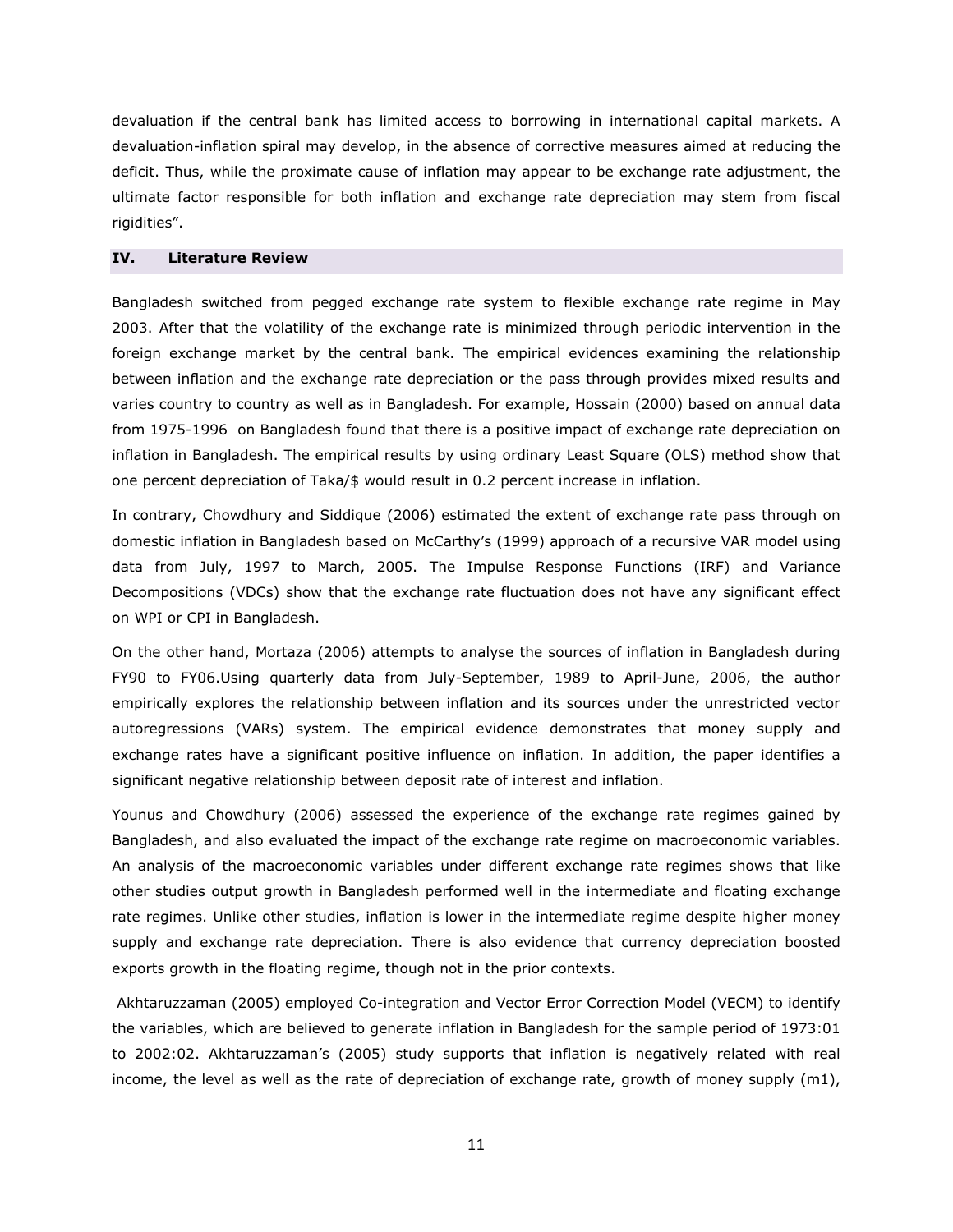devaluation if the central bank has limited access to borrowing in international capital markets. A devaluation-inflation spiral may develop, in the absence of corrective measures aimed at reducing the deficit. Thus, while the proximate cause of inflation may appear to be exchange rate adjustment, the ultimate factor responsible for both inflation and exchange rate depreciation may stem from fiscal rigidities".

## IV. Literature Review

Bangladesh switched from pegged exchange rate system to flexible exchange rate regime in May 2003. After that the volatility of the exchange rate is minimized through periodic intervention in the foreign exchange market by the central bank. The empirical evidences examining the relationship between inflation and the exchange rate depreciation or the pass through provides mixed results and varies country to country as well as in Bangladesh. For example, Hossain (2000) based on annual data from 1975-1996 on Bangladesh found that there is a positive impact of exchange rate depreciation on inflation in Bangladesh. The empirical results by using ordinary Least Square (OLS) method show that one percent depreciation of Taka/$ would result in 0.2 percent increase in inflation.

In contrary, Chowdhury and Siddique (2006) estimated the extent of exchange rate pass through on domestic inflation in Bangladesh based on McCarthy's (1999) approach of a recursive VAR model using data from July, 1997 to March, 2005. The Impulse Response Functions (IRF) and Variance Decompositions (VDCs) show that the exchange rate fluctuation does not have any significant effect on WPI or CPI in Bangladesh.

On the other hand, Mortaza (2006) attempts to analyse the sources of inflation in Bangladesh during FY90 to FY06.Using quarterly data from July-September, 1989 to April-June, 2006, the author empirically explores the relationship between inflation and its sources under the unrestricted vector autoregressions (VARs) system. The empirical evidence demonstrates that money supply and exchange rates have a significant positive influence on inflation. In addition, the paper identifies a significant negative relationship between deposit rate of interest and inflation.

Younus and Chowdhury (2006) assessed the experience of the exchange rate regimes gained by Bangladesh, and also evaluated the impact of the exchange rate regime on macroeconomic variables. An analysis of the macroeconomic variables under different exchange rate regimes shows that like other studies output growth in Bangladesh performed well in the intermediate and floating exchange rate regimes. Unlike other studies, inflation is lower in the intermediate regime despite higher money supply and exchange rate depreciation. There is also evidence that currency depreciation boosted exports growth in the floating regime, though not in the prior contexts.

Akhtaruzzaman (2005) employed Co-integration and Vector Error Correction Model (VECM) to identify the variables, which are believed to generate inflation in Bangladesh for the sample period of 1973:01 to 2002:02. Akhtaruzzaman's (2005) study supports that inflation is negatively related with real income, the level as well as the rate of depreciation of exchange rate, growth of money supply (m1),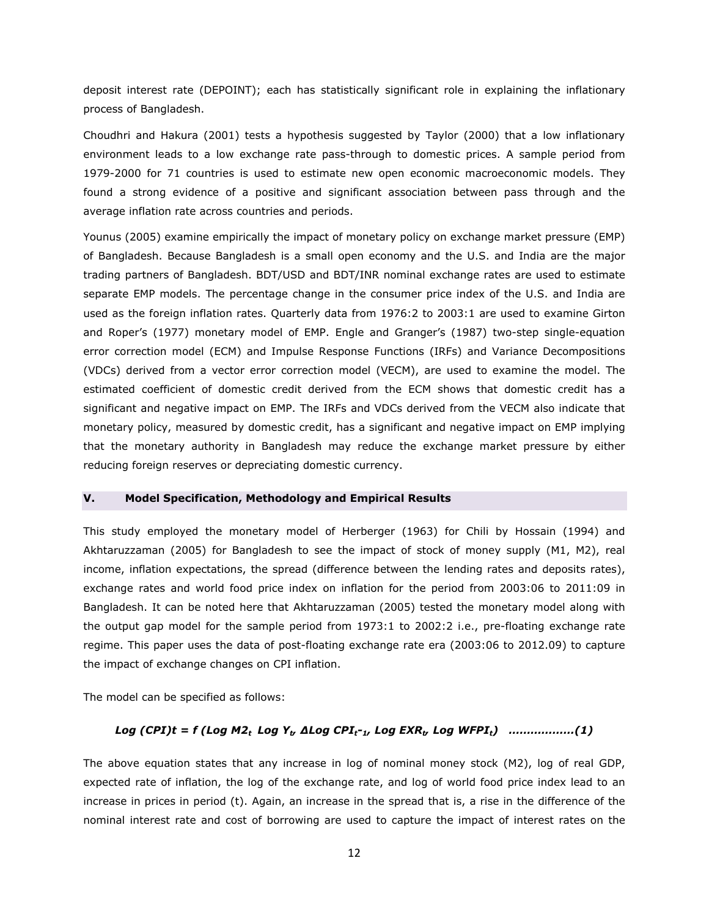deposit interest rate (DEPOINT); each has statistically significant role in explaining the inflationary process of Bangladesh.

Choudhri and Hakura (2001) tests a hypothesis suggested by Taylor (2000) that a low inflationary environment leads to a low exchange rate pass-through to domestic prices. A sample period from 1979-2000 for 71 countries is used to estimate new open economic macroeconomic models. They found a strong evidence of a positive and significant association between pass through and the average inflation rate across countries and periods.

Younus (2005) examine empirically the impact of monetary policy on exchange market pressure (EMP) of Bangladesh. Because Bangladesh is a small open economy and the U.S. and India are the major trading partners of Bangladesh. BDT/USD and BDT/INR nominal exchange rates are used to estimate separate EMP models. The percentage change in the consumer price index of the U.S. and India are used as the foreign inflation rates. Quarterly data from 1976:2 to 2003:1 are used to examine Girton and Roper's (1977) monetary model of EMP. Engle and Granger's (1987) two-step single-equation error correction model (ECM) and Impulse Response Functions (IRFs) and Variance Decompositions (VDCs) derived from a vector error correction model (VECM), are used to examine the model. The estimated coefficient of domestic credit derived from the ECM shows that domestic credit has a significant and negative impact on EMP. The IRFs and VDCs derived from the VECM also indicate that monetary policy, measured by domestic credit, has a significant and negative impact on EMP implying that the monetary authority in Bangladesh may reduce the exchange market pressure by either reducing foreign reserves or depreciating domestic currency.

## V. Model Specification, Methodology and Empirical Results

This study employed the monetary model of Herberger (1963) for Chili by Hossain (1994) and Akhtaruzzaman (2005) for Bangladesh to see the impact of stock of money supply (M1, M2), real income, inflation expectations, the spread (difference between the lending rates and deposits rates), exchange rates and world food price index on inflation for the period from 2003:06 to 2011:09 in Bangladesh. It can be noted here that Akhtaruzzaman (2005) tested the monetary model along with the output gap model for the sample period from 1973:1 to 2002:2 i.e., pre-floating exchange rate regime. This paper uses the data of post-floating exchange rate era (2003:06 to 2012.09) to capture the impact of exchange changes on CPI inflation.

The model can be specified as follows:

$$Log\ (CPI)t = f\ (Log\ M2_t\ \ Log\ Y_t,\ \Delta Log\ CPI_{t-1},\ Log\ EXR_t,\ Log\ WFPI_t)\ \ \ldots\ldots\ldots\ldots\ldots\ldots(1)$$

The above equation states that any increase in log of nominal money stock (M2), log of real GDP, expected rate of inflation, the log of the exchange rate, and log of world food price index lead to an increase in prices in period (t). Again, an increase in the spread that is, a rise in the difference of the nominal interest rate and cost of borrowing are used to capture the impact of interest rates on the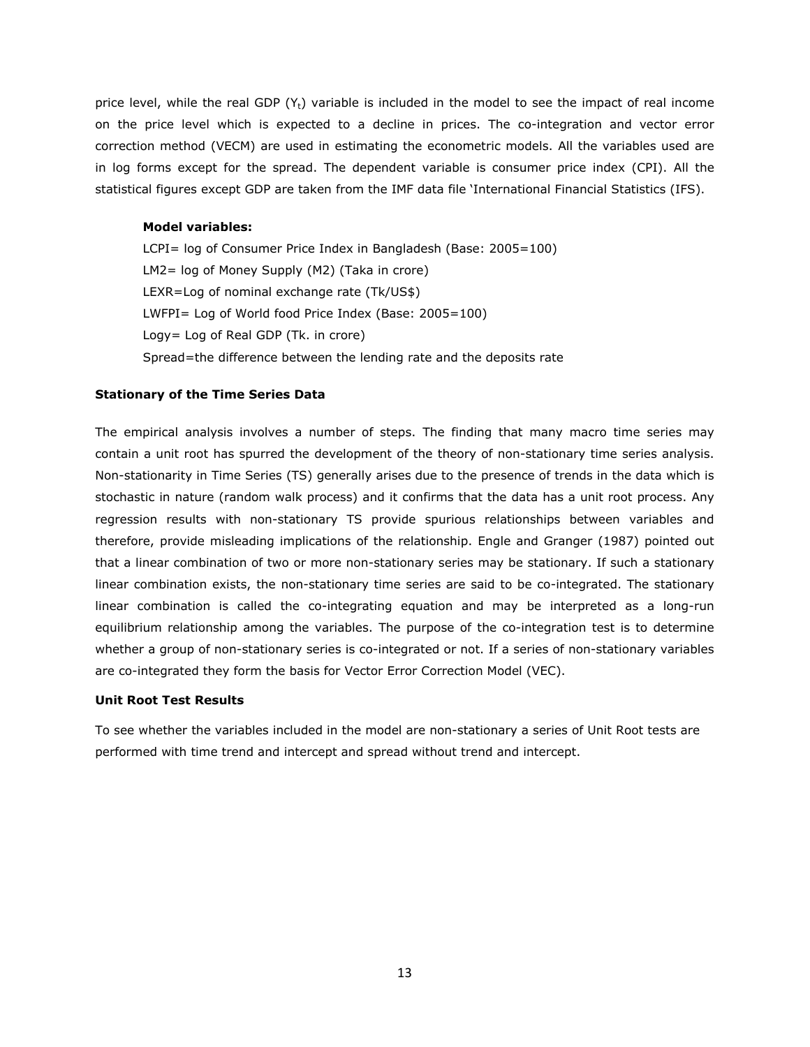price level, while the real GDP ($Y_t$) variable is included in the model to see the impact of real income on the price level which is expected to a decline in prices. The co-integration and vector error correction method (VECM) are used in estimating the econometric models. All the variables used are in log forms except for the spread. The dependent variable is consumer price index (CPI). All the statistical figures except GDP are taken from the IMF data file 'International Financial Statistics (IFS).

**Model variables:**

LCPI= log of Consumer Price Index in Bangladesh (Base: 2005=100)
LM2= log of Money Supply (M2) (Taka in crore)
LEXR=Log of nominal exchange rate (Tk/US$)
LWFPI= Log of World food Price Index (Base: 2005=100)
Logy= Log of Real GDP (Tk. in crore)
Spread=the difference between the lending rate and the deposits rate

**Stationary of the Time Series Data**

The empirical analysis involves a number of steps. The finding that many macro time series may contain a unit root has spurred the development of the theory of non-stationary time series analysis. Non-stationarity in Time Series (TS) generally arises due to the presence of trends in the data which is stochastic in nature (random walk process) and it confirms that the data has a unit root process. Any regression results with non-stationary TS provide spurious relationships between variables and therefore, provide misleading implications of the relationship. Engle and Granger (1987) pointed out that a linear combination of two or more non-stationary series may be stationary. If such a stationary linear combination exists, the non-stationary time series are said to be co-integrated. The stationary linear combination is called the co-integrating equation and may be interpreted as a long-run equilibrium relationship among the variables. The purpose of the co-integration test is to determine whether a group of non-stationary series is co-integrated or not. If a series of non-stationary variables are co-integrated they form the basis for Vector Error Correction Model (VEC).

**Unit Root Test Results**

To see whether the variables included in the model are non-stationary a series of Unit Root tests are performed with time trend and intercept and spread without trend and intercept.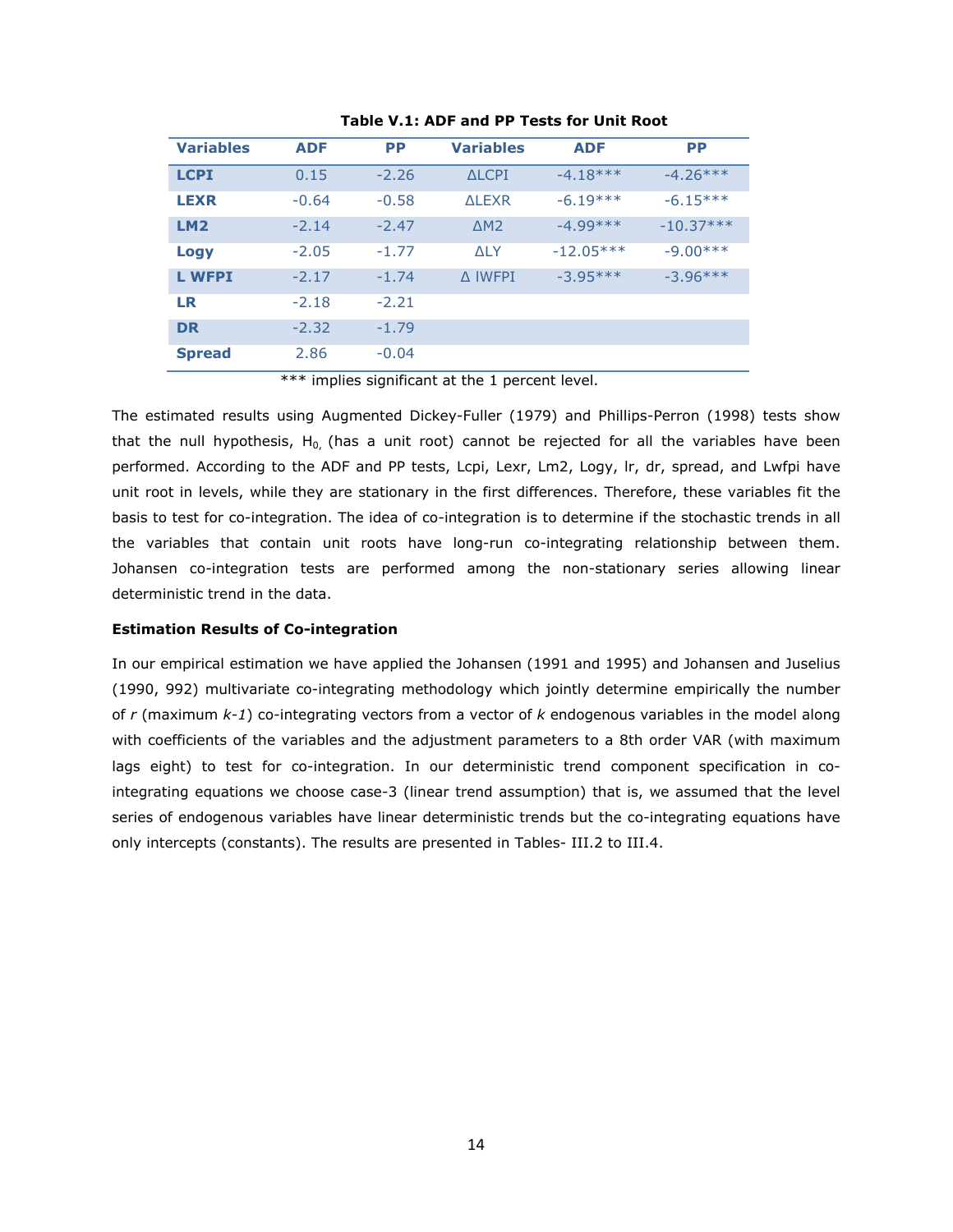**Table V.1: ADF and PP Tests for Unit Root**

| Variables | ADF | PP | Variables | ADF | PP |
|---|---|---|---|---|---|
| **LCPI** | 0.15 | -2.26 | ΔLCPI | -4.18*** | -4.26*** |
| **LEXR** | -0.64 | -0.58 | ΔLEXR | -6.19*** | -6.15*** |
| **LM2** | -2.14 | -2.47 | ΔM2 | -4.99*** | -10.37*** |
| **Logy** | -2.05 | -1.77 | ΔLY | -12.05*** | -9.00*** |
| **L WFPI** | -2.17 | -1.74 | Δ lWFPI | -3.95*** | -3.96*** |
| **LR** | -2.18 | -2.21 | | | |
| **DR** | -2.32 | -1.79 | | | |
| **Spread** | 2.86 | -0.04 | | | |

*** implies significant at the 1 percent level.

The estimated results using Augmented Dickey-Fuller (1979) and Phillips-Perron (1998) tests show that the null hypothesis, $H_{0,}$ (has a unit root) cannot be rejected for all the variables have been performed. According to the ADF and PP tests, Lcpi, Lexr, Lm2, Logy, lr, dr, spread, and Lwfpi have unit root in levels, while they are stationary in the first differences. Therefore, these variables fit the basis to test for co-integration. The idea of co-integration is to determine if the stochastic trends in all the variables that contain unit roots have long-run co-integrating relationship between them. Johansen co-integration tests are performed among the non-stationary series allowing linear deterministic trend in the data.

**Estimation Results of Co-integration**

In our empirical estimation we have applied the Johansen (1991 and 1995) and Johansen and Juselius (1990, 992) multivariate co-integrating methodology which jointly determine empirically the number of *r* (maximum *k-1*) co-integrating vectors from a vector of *k* endogenous variables in the model along with coefficients of the variables and the adjustment parameters to a 8th order VAR (with maximum lags eight) to test for co-integration. In our deterministic trend component specification in co-integrating equations we choose case-3 (linear trend assumption) that is, we assumed that the level series of endogenous variables have linear deterministic trends but the co-integrating equations have only intercepts (constants). The results are presented in Tables- III.2 to III.4.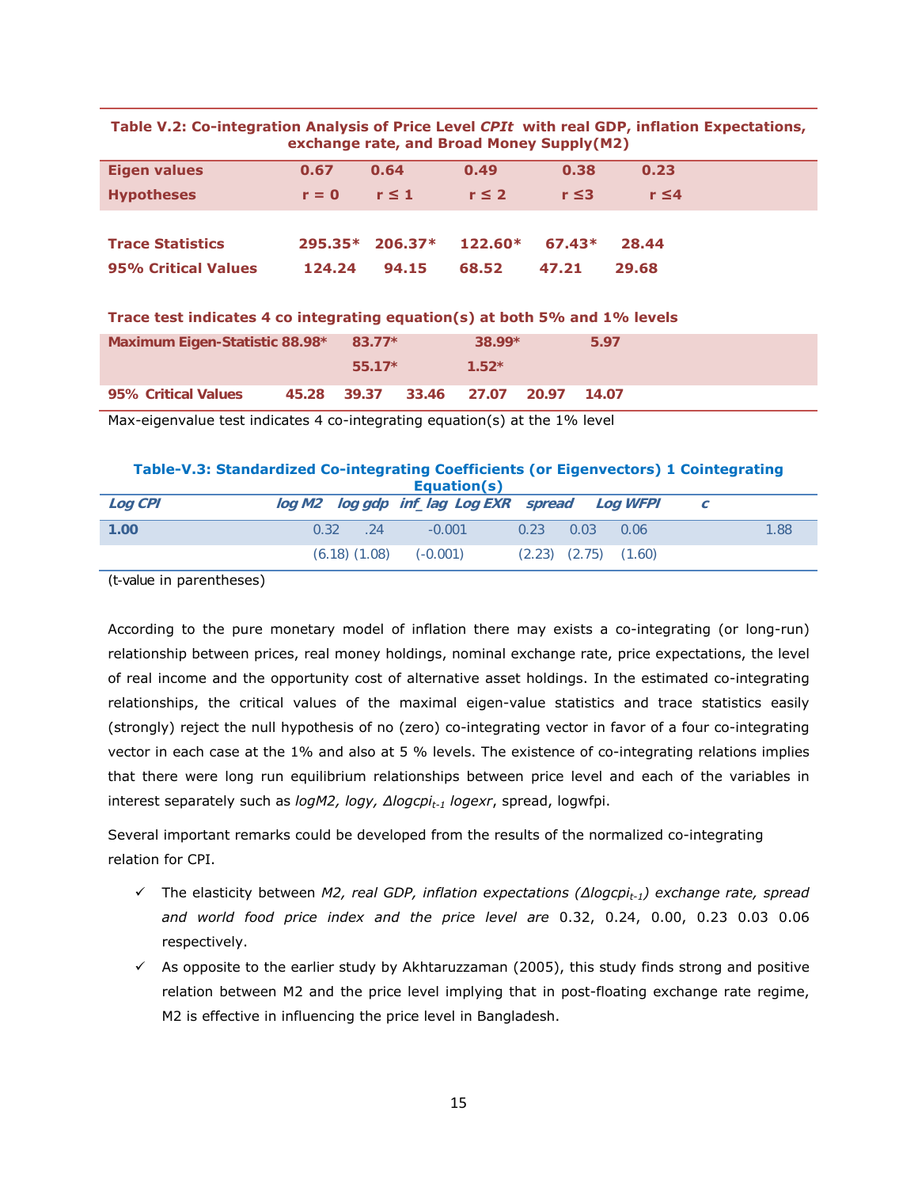**Table V.2: Co-integration Analysis of Price Level *CPIt* with real GDP, inflation Expectations, exchange rate, and Broad Money Supply(M2)**

| Eigen values | 0.67 | 0.64 | 0.49 | 0.38 | 0.23 |
|---|---|---|---|---|---|
| Hypotheses | r = 0 | r ≤ 1 | r ≤ 2 | r ≤3 | r ≤4 |
| Trace Statistics | 295.35* | 206.37* | 122.60* | 67.43* | 28.44 |
| 95% Critical Values | 124.24 | 94.15 | 68.52 | 47.21 | 29.68 |

**Trace test indicates 4 co integrating equation(s) at both 5% and 1% levels**

| | | | | | | |
|---|---|---|---|---|---|---|
| Maximum Eigen-Statistic | 88.98* | 83.77* | | 38.99* | | 5.97 |
| | | 55.17* | | 1.52* | | |
| 95% Critical Values | 45.28 | 39.37 | 33.46 | 27.07 | 20.97 | 14.07 |

Max-eigenvalue test indicates 4 co-integrating equation(s) at the 1% level

**Table-V.3: Standardized Co-integrating Coefficients (or Eigenvectors) 1 Cointegrating Equation(s)**

| Log CPI | log M2 | log gdp | inf_lag | Log EXR | spread | Log WFPI | c |
|---|---|---|---|---|---|---|---|
| 1.00 | 0.32 | .24 | -0.001 | 0.23 | 0.03 | 0.06 | 1.88 |
| | (6.18) | (1.08) | (-0.001) | (2.23) | (2.75) | (1.60) | |

(t-value in parentheses)

According to the pure monetary model of inflation there may exists a co-integrating (or long-run) relationship between prices, real money holdings, nominal exchange rate, price expectations, the level of real income and the opportunity cost of alternative asset holdings. In the estimated co-integrating relationships, the critical values of the maximal eigen-value statistics and trace statistics easily (strongly) reject the null hypothesis of no (zero) co-integrating vector in favor of a four co-integrating vector in each case at the 1% and also at 5 % levels. The existence of co-integrating relations implies that there were long run equilibrium relationships between price level and each of the variables in interest separately such as *logM2, logy,* $\Delta logcpi_{t-1}$ *logexr*, spread, logwfpi.

Several important remarks could be developed from the results of the normalized co-integrating relation for CPI.

- ✓ The elasticity between *M2, real GDP, inflation expectations* ($\Delta logcpi_{t-1}$) *exchange rate, spread and world food price index and the price level are* 0.32, 0.24, 0.00, 0.23 0.03 0.06 respectively.
- ✓ As opposite to the earlier study by Akhtaruzzaman (2005), this study finds strong and positive relation between M2 and the price level implying that in post-floating exchange rate regime, M2 is effective in influencing the price level in Bangladesh.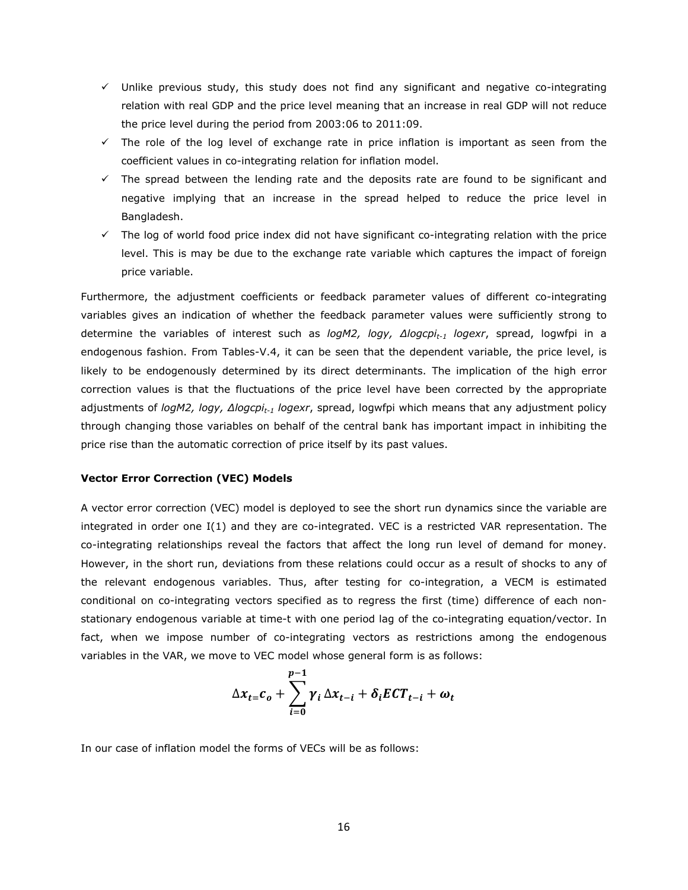- ✓ Unlike previous study, this study does not find any significant and negative co-integrating relation with real GDP and the price level meaning that an increase in real GDP will not reduce the price level during the period from 2003:06 to 2011:09.
- ✓ The role of the log level of exchange rate in price inflation is important as seen from the coefficient values in co-integrating relation for inflation model.
- ✓ The spread between the lending rate and the deposits rate are found to be significant and negative implying that an increase in the spread helped to reduce the price level in Bangladesh.
- ✓ The log of world food price index did not have significant co-integrating relation with the price level. This is may be due to the exchange rate variable which captures the impact of foreign price variable.

Furthermore, the adjustment coefficients or feedback parameter values of different co-integrating variables gives an indication of whether the feedback parameter values were sufficiently strong to determine the variables of interest such as *logM2, logy,* $\Delta logcpi_{t-1}$ *logexr*, spread, logwfpi in a endogenous fashion. From Tables-V.4, it can be seen that the dependent variable, the price level, is likely to be endogenously determined by its direct determinants. The implication of the high error correction values is that the fluctuations of the price level have been corrected by the appropriate adjustments of *logM2, logy,* $\Delta logcpi_{t-1}$ *logexr*, spread, logwfpi which means that any adjustment policy through changing those variables on behalf of the central bank has important impact in inhibiting the price rise than the automatic correction of price itself by its past values.

**Vector Error Correction (VEC) Models**

A vector error correction (VEC) model is deployed to see the short run dynamics since the variable are integrated in order one I(1) and they are co-integrated. VEC is a restricted VAR representation. The co-integrating relationships reveal the factors that affect the long run level of demand for money. However, in the short run, deviations from these relations could occur as a result of shocks to any of the relevant endogenous variables. Thus, after testing for co-integration, a VECM is estimated conditional on co-integrating vectors specified as to regress the first (time) difference of each non-stationary endogenous variable at time-t with one period lag of the co-integrating equation/vector. In fact, when we impose number of co-integrating vectors as restrictions among the endogenous variables in the VAR, we move to VEC model whose general form is as follows:

$$\Delta x_{t=}c_o + \sum_{i=0}^{p-1} \gamma_i \Delta x_{t-i} + \delta_i ECT_{t-i} + \omega_t$$

In our case of inflation model the forms of VECs will be as follows: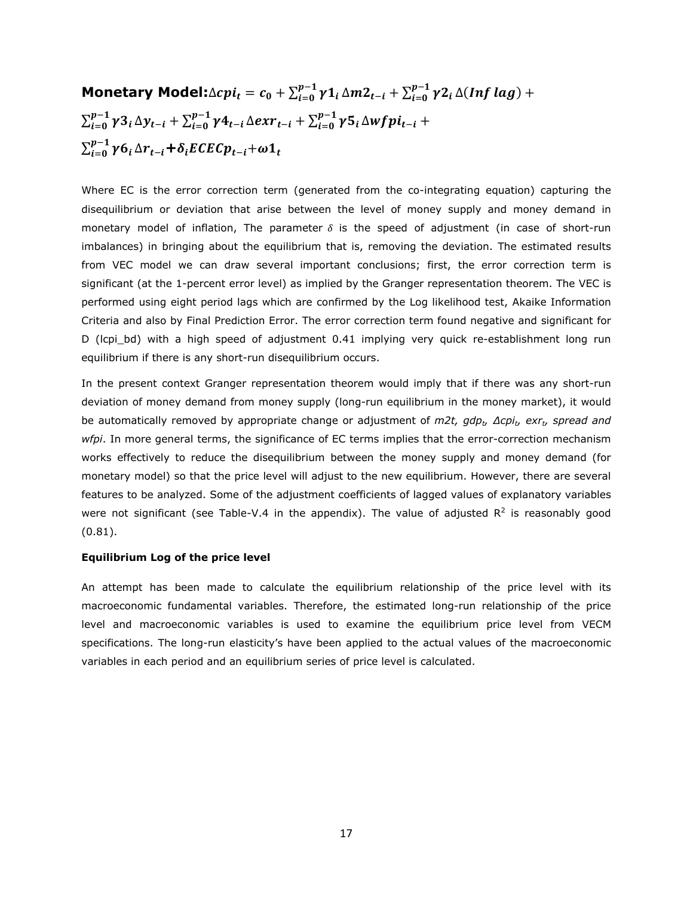**Monetary Model:** $\Delta cpi_t = c_0 + \sum_{i=0}^{p-1} \gamma 1_i \, \Delta m2_{t-i} + \sum_{i=0}^{p-1} \gamma 2_i \, \Delta(Inf\, lag) + \sum_{i=0}^{p-1} \gamma 3_i \, \Delta y_{t-i} + \sum_{i=0}^{p-1} \gamma 4_{t-i} \, \Delta exr_{t-i} + \sum_{i=0}^{p-1} \gamma 5_i \, \Delta wfpi_{t-i} + \sum_{i=0}^{p-1} \gamma 6_i \, \Delta r_{t-i} + \delta_i ECECp_{t-i} + \omega 1_t$

Where EC is the error correction term (generated from the co-integrating equation) capturing the disequilibrium or deviation that arise between the level of money supply and money demand in monetary model of inflation, The parameter $\delta$ is the speed of adjustment (in case of short-run imbalances) in bringing about the equilibrium that is, removing the deviation. The estimated results from VEC model we can draw several important conclusions; first, the error correction term is significant (at the 1-percent error level) as implied by the Granger representation theorem. The VEC is performed using eight period lags which are confirmed by the Log likelihood test, Akaike Information Criteria and also by Final Prediction Error. The error correction term found negative and significant for D (lcpi_bd) with a high speed of adjustment 0.41 implying very quick re-establishment long run equilibrium if there is any short-run disequilibrium occurs.

In the present context Granger representation theorem would imply that if there was any short-run deviation of money demand from money supply (long-run equilibrium in the money market), it would be automatically removed by appropriate change or adjustment of *m2t*, $gdp_t$, $\Delta cpi_t$, $exr_t$, *spread and wfpi*. In more general terms, the significance of EC terms implies that the error-correction mechanism works effectively to reduce the disequilibrium between the money supply and money demand (for monetary model) so that the price level will adjust to the new equilibrium. However, there are several features to be analyzed. Some of the adjustment coefficients of lagged values of explanatory variables were not significant (see Table-V.4 in the appendix). The value of adjusted $R^2$ is reasonably good (0.81).

**Equilibrium Log of the price level**

An attempt has been made to calculate the equilibrium relationship of the price level with its macroeconomic fundamental variables. Therefore, the estimated long-run relationship of the price level and macroeconomic variables is used to examine the equilibrium price level from VECM specifications. The long-run elasticity's have been applied to the actual values of the macroeconomic variables in each period and an equilibrium series of price level is calculated.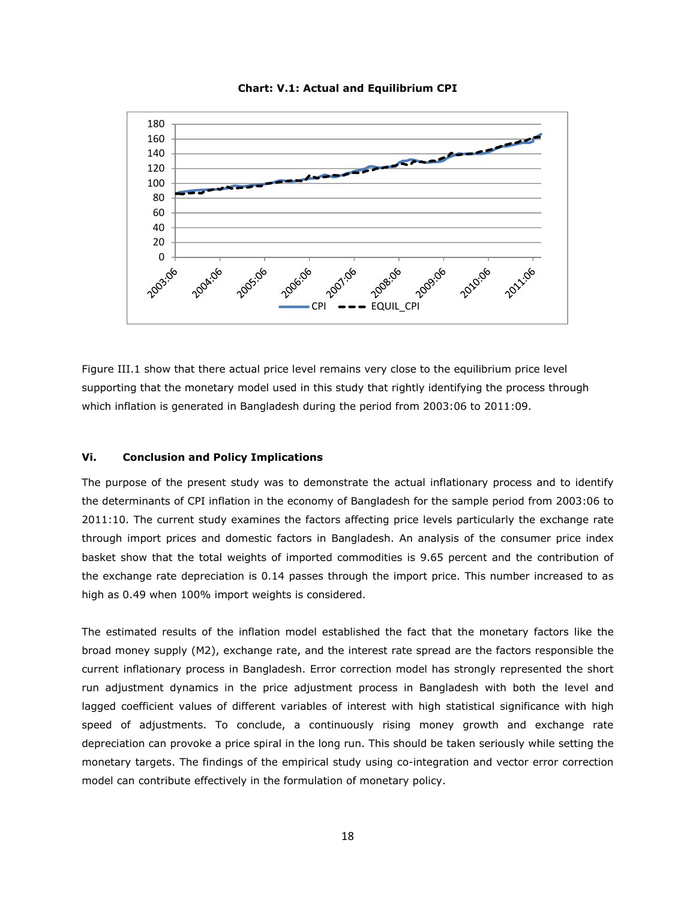**Chart: V.1: Actual and Equilibrium CPI**

Figure III.1 show that there actual price level remains very close to the equilibrium price level supporting that the monetary model used in this study that rightly identifying the process through which inflation is generated in Bangladesh during the period from 2003:06 to 2011:09.

## Vi. Conclusion and Policy Implications

The purpose of the present study was to demonstrate the actual inflationary process and to identify the determinants of CPI inflation in the economy of Bangladesh for the sample period from 2003:06 to 2011:10. The current study examines the factors affecting price levels particularly the exchange rate through import prices and domestic factors in Bangladesh. An analysis of the consumer price index basket show that the total weights of imported commodities is 9.65 percent and the contribution of the exchange rate depreciation is 0.14 passes through the import price. This number increased to as high as 0.49 when 100% import weights is considered.

The estimated results of the inflation model established the fact that the monetary factors like the broad money supply (M2), exchange rate, and the interest rate spread are the factors responsible the current inflationary process in Bangladesh. Error correction model has strongly represented the short run adjustment dynamics in the price adjustment process in Bangladesh with both the level and lagged coefficient values of different variables of interest with high statistical significance with high speed of adjustments. To conclude, a continuously rising money growth and exchange rate depreciation can provoke a price spiral in the long run. This should be taken seriously while setting the monetary targets. The findings of the empirical study using co-integration and vector error correction model can contribute effectively in the formulation of monetary policy.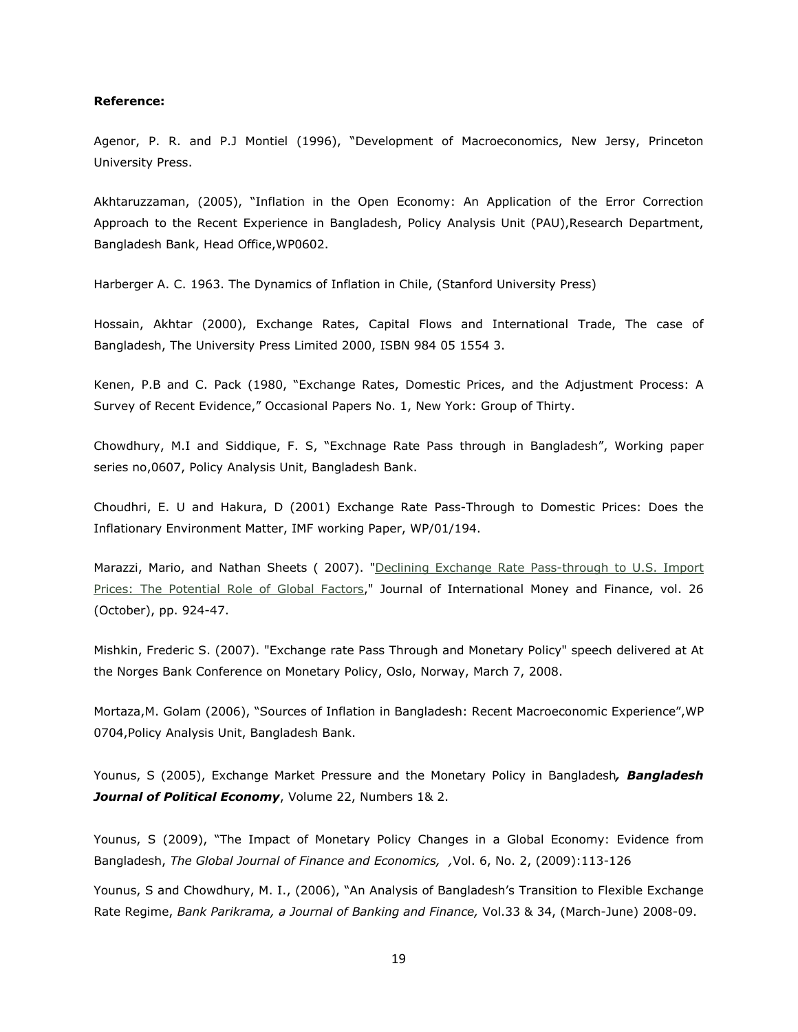**Reference:**

Agenor, P. R. and P.J Montiel (1996), "Development of Macroeconomics, New Jersy, Princeton University Press.

Akhtaruzzaman, (2005), "Inflation in the Open Economy: An Application of the Error Correction Approach to the Recent Experience in Bangladesh, Policy Analysis Unit (PAU),Research Department, Bangladesh Bank, Head Office,WP0602.

Harberger A. C. 1963. The Dynamics of Inflation in Chile, (Stanford University Press)

Hossain, Akhtar (2000), Exchange Rates, Capital Flows and International Trade, The case of Bangladesh, The University Press Limited 2000, ISBN 984 05 1554 3.

Kenen, P.B and C. Pack (1980, "Exchange Rates, Domestic Prices, and the Adjustment Process: A Survey of Recent Evidence," Occasional Papers No. 1, New York: Group of Thirty.

Chowdhury, M.I and Siddique, F. S, "Exchnage Rate Pass through in Bangladesh", Working paper series no,0607, Policy Analysis Unit, Bangladesh Bank.

Choudhri, E. U and Hakura, D (2001) Exchange Rate Pass-Through to Domestic Prices: Does the Inflationary Environment Matter, IMF working Paper, WP/01/194.

Marazzi, Mario, and Nathan Sheets ( 2007). "Declining Exchange Rate Pass-through to U.S. Import Prices: The Potential Role of Global Factors," Journal of International Money and Finance, vol. 26 (October), pp. 924-47.

Mishkin, Frederic S. (2007). "Exchange rate Pass Through and Monetary Policy" speech delivered at At the Norges Bank Conference on Monetary Policy, Oslo, Norway, March 7, 2008.

Mortaza,M. Golam (2006), "Sources of Inflation in Bangladesh: Recent Macroeconomic Experience",WP 0704,Policy Analysis Unit, Bangladesh Bank.

Younus, S (2005), Exchange Market Pressure and the Monetary Policy in Bangladesh***, Bangladesh Journal of Political Economy***, Volume 22, Numbers 1& 2.

Younus, S (2009), "The Impact of Monetary Policy Changes in a Global Economy: Evidence from Bangladesh, *The Global Journal of Finance and Economics, ,*Vol. 6, No. 2, (2009):113-126

Younus, S and Chowdhury, M. I., (2006), "An Analysis of Bangladesh's Transition to Flexible Exchange Rate Regime, *Bank Parikrama, a Journal of Banking and Finance,* Vol.33 & 34, (March-June) 2008-09.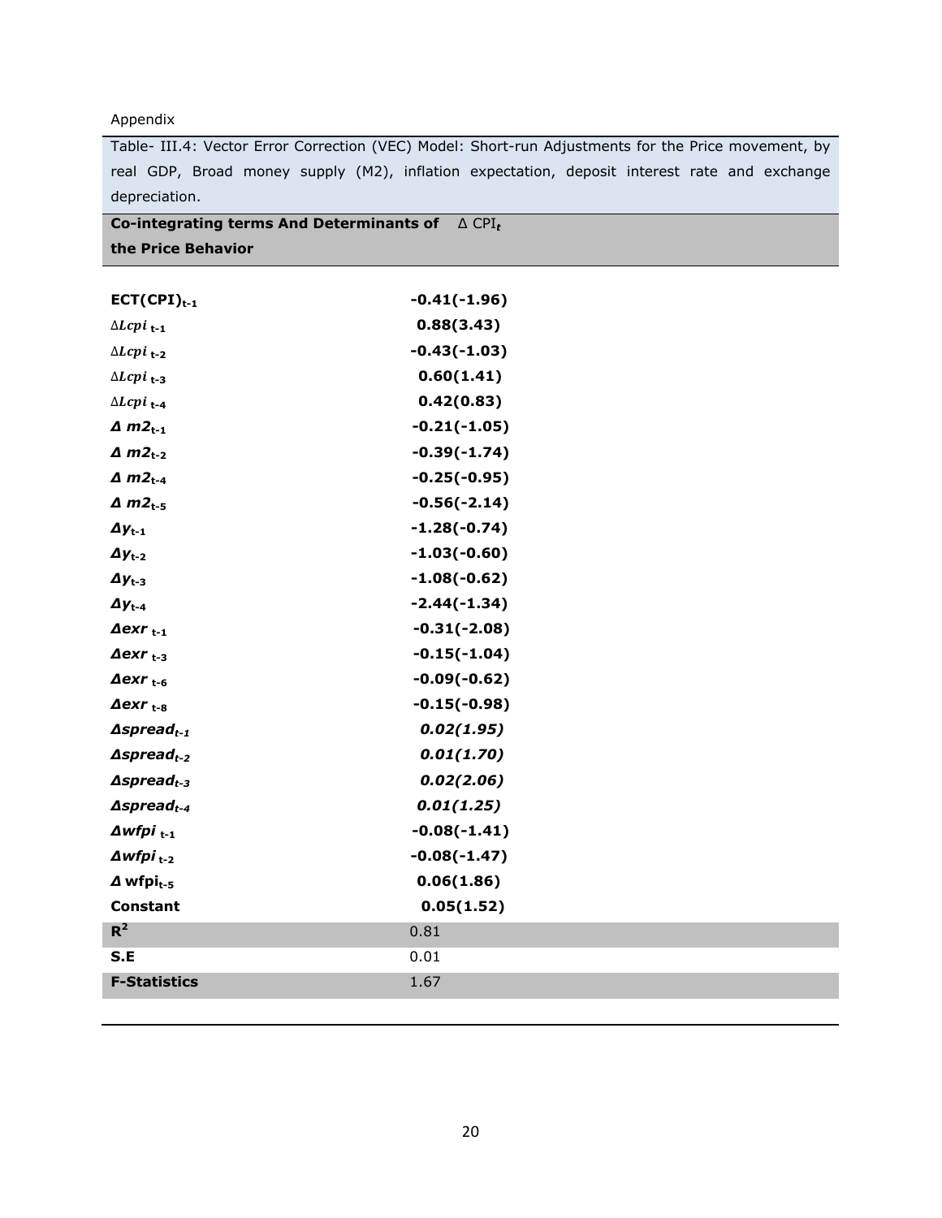Appendix

Table- III.4: Vector Error Correction (VEC) Model: Short-run Adjustments for the Price movement, by real GDP, Broad money supply (M2), inflation expectation, deposit interest rate and exchange depreciation.

| **Co-integrating terms And Determinants of the Price Behavior** | $\Delta$ CPI$_t$ |
|---|---|
| **$ECT(CPI)_{t-1}$** | **-0.41(-1.96)** |
| $\Delta Lcpi_{t-1}$ | **0.88(3.43)** |
| $\Delta Lcpi_{t-2}$ | **-0.43(-1.03)** |
| $\Delta Lcpi_{t-3}$ | **0.60(1.41)** |
| $\Delta Lcpi_{t-4}$ | **0.42(0.83)** |
| $\Delta\ m2_{t-1}$ | **-0.21(-1.05)** |
| $\Delta\ m2_{t-2}$ | **-0.39(-1.74)** |
| $\Delta\ m2_{t-4}$ | **-0.25(-0.95)** |
| $\Delta\ m2_{t-5}$ | **-0.56(-2.14)** |
| $\Delta y_{t-1}$ | **-1.28(-0.74)** |
| $\Delta y_{t-2}$ | **-1.03(-0.60)** |
| $\Delta y_{t-3}$ | **-1.08(-0.62)** |
| $\Delta y_{t-4}$ | **-2.44(-1.34)** |
| $\Delta exr_{t-1}$ | **-0.31(-2.08)** |
| $\Delta exr_{t-3}$ | **-0.15(-1.04)** |
| $\Delta exr_{t-6}$ | **-0.09(-0.62)** |
| $\Delta exr_{t-8}$ | **-0.15(-0.98)** |
| $\Delta spread_{t-1}$ | ***0.02(1.95)*** |
| $\Delta spread_{t-2}$ | ***0.01(1.70)*** |
| $\Delta spread_{t-3}$ | ***0.02(2.06)*** |
| $\Delta spread_{t-4}$ | ***0.01(1.25)*** |
| $\Delta wfpi_{t-1}$ | **-0.08(-1.41)** |
| $\Delta wfpi_{t-2}$ | **-0.08(-1.47)** |
| $\Delta\ wfpi_{t-5}$ | **0.06(1.86)** |
| **Constant** | **0.05(1.52)** |
| **$R^2$** | 0.81 |
| **S.E** | 0.01 |
| **F-Statistics** | 1.67 |